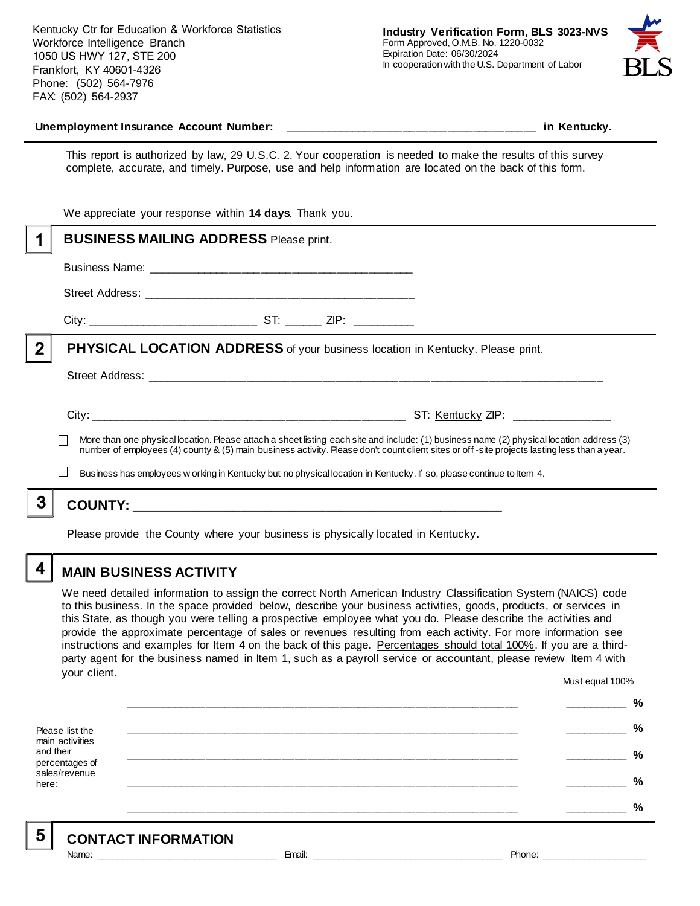Kentucky Ctr for Education & Workforce Statistics
Workforce Intelligence Branch
1050 US HWY 127, STE 200
Frankfort, KY 40601-4326
Phone: (502) 564-7976
FAX: (502) 564-2937

**Industry Verification Form, BLS 3023-NVS**
Form Approved, O.M.B. No. 1220-0032
Expiration Date: 06/30/2024
In cooperation with the U.S. Department of Labor

**Unemployment Insurance Account Number:** ______________________________________ **in Kentucky.**

This report is authorized by law, 29 U.S.C. 2. Your cooperation is needed to make the results of this survey complete, accurate, and timely. Purpose, use and help information are located on the back of this form.

We appreciate your response within **14 days**. Thank you.

## 1 BUSINESS MAILING ADDRESS Please print.

Business Name: ________________________________________

Street Address: ________________________________________

City: _________________________ ST: ______ ZIP: _________

## 2 PHYSICAL LOCATION ADDRESS of your business location in Kentucky. Please print.

Street Address: ______________________________________________________________________

City: ______________________________________________ ST: Kentucky ZIP: _______________

☐ More than one physical location. Please attach a sheet listing each site and include: (1) business name (2) physical location address (3) number of employees (4) county & (5) main business activity. Please don't count client sites or off-site projects lasting less than a year.

☐ Business has employees working in Kentucky but no physical location in Kentucky. If so, please continue to Item 4.

## 3 COUNTY: _______________________________________________________

Please provide the County where your business is physically located in Kentucky.

## 4 MAIN BUSINESS ACTIVITY

We need detailed information to assign the correct North American Industry Classification System (NAICS) code to this business. In the space provided below, describe your business activities, goods, products, or services in this State, as though you were telling a prospective employee what you do. Please describe the activities and provide the approximate percentage of sales or revenues resulting from each activity. For more information see instructions and examples for Item 4 on the back of this page. Percentages should total 100%. If you are a third-party agent for the business named in Item 1, such as a payroll service or accountant, please review Item 4 with your client.

Must equal 100%

| Please list the main activities and their percentages of sales/revenue here: | | |
|---|---|---|
| | ____________________________________________ | __________ % |
| | ____________________________________________ | __________ % |
| | ____________________________________________ | __________ % |
| | ____________________________________________ | __________ % |
| | ____________________________________________ | __________ % |

## 5 CONTACT INFORMATION

Name: ___________________________ Email: ______________________________ Phone: ___________________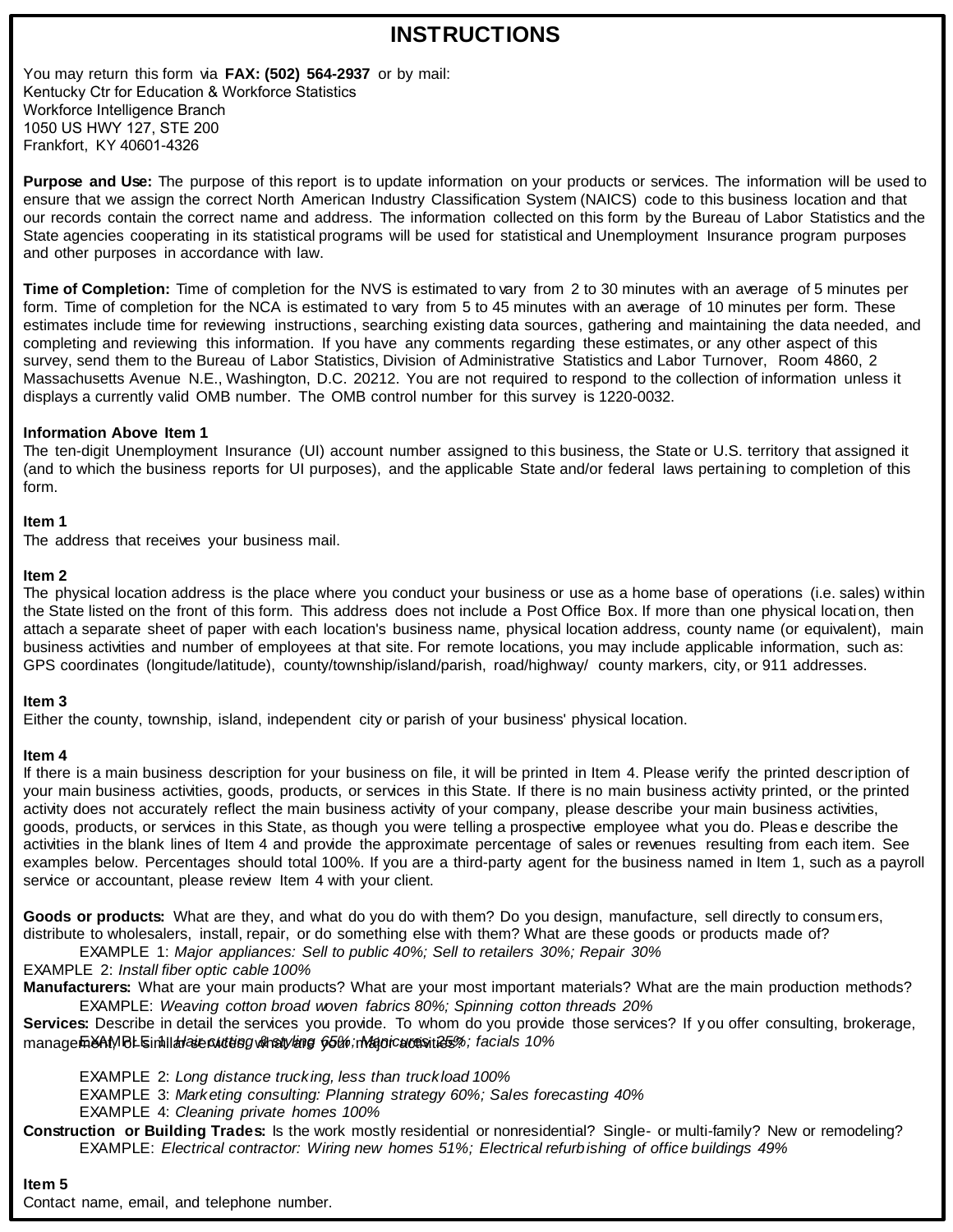# INSTRUCTIONS

You may return this form via **FAX: (502) 564-2937** or by mail:
Kentucky Ctr for Education & Workforce Statistics
Workforce Intelligence Branch
1050 US HWY 127, STE 200
Frankfort, KY 40601-4326

**Purpose and Use:** The purpose of this report is to update information on your products or services. The information will be used to ensure that we assign the correct North American Industry Classification System (NAICS) code to this business location and that our records contain the correct name and address. The information collected on this form by the Bureau of Labor Statistics and the State agencies cooperating in its statistical programs will be used for statistical and Unemployment Insurance program purposes and other purposes in accordance with law.

**Time of Completion:** Time of completion for the NVS is estimated to vary from 2 to 30 minutes with an average of 5 minutes per form. Time of completion for the NCA is estimated to vary from 5 to 45 minutes with an average of 10 minutes per form. These estimates include time for reviewing instructions, searching existing data sources, gathering and maintaining the data needed, and completing and reviewing this information. If you have any comments regarding these estimates, or any other aspect of this survey, send them to the Bureau of Labor Statistics, Division of Administrative Statistics and Labor Turnover, Room 4860, 2 Massachusetts Avenue N.E., Washington, D.C. 20212. You are not required to respond to the collection of information unless it displays a currently valid OMB number. The OMB control number for this survey is 1220-0032.

**Information Above Item 1**
The ten-digit Unemployment Insurance (UI) account number assigned to this business, the State or U.S. territory that assigned it (and to which the business reports for UI purposes), and the applicable State and/or federal laws pertaining to completion of this form.

**Item 1**
The address that receives your business mail.

**Item 2**
The physical location address is the place where you conduct your business or use as a home base of operations (i.e. sales) within the State listed on the front of this form. This address does not include a Post Office Box. If more than one physical location, then attach a separate sheet of paper with each location's business name, physical location address, county name (or equivalent), main business activities and number of employees at that site. For remote locations, you may include applicable information, such as: GPS coordinates (longitude/latitude), county/township/island/parish, road/highway/ county markers, city, or 911 addresses.

**Item 3**
Either the county, township, island, independent city or parish of your business' physical location.

**Item 4**
If there is a main business description for your business on file, it will be printed in Item 4. Please verify the printed description of your main business activities, goods, products, or services in this State. If there is no main business activity printed, or the printed activity does not accurately reflect the main business activity of your company, please describe your main business activities, goods, products, or services in this State, as though you were telling a prospective employee what you do. Please describe the activities in the blank lines of Item 4 and provide the approximate percentage of sales or revenues resulting from each item. See examples below. Percentages should total 100%. If you are a third-party agent for the business named in Item 1, such as a payroll service or accountant, please review Item 4 with your client.

**Goods or products:** What are they, and what do you do with them? Do you design, manufacture, sell directly to consumers, distribute to wholesalers, install, repair, or do something else with them? What are these goods or products made of?

EXAMPLE 1: *Major appliances: Sell to public 40%; Sell to retailers 30%; Repair 30%*
EXAMPLE 2: *Install fiber optic cable 100%*

**Manufacturers:** What are your main products? What are your most important materials? What are the main production methods?

EXAMPLE: *Weaving cotton broad woven fabrics 80%; Spinning cotton threads 20%*

**Services:** Describe in detail the services you provide. To whom do you provide those services? If you offer consulting, brokerage, management, or similar services, what are your major activities?

EXAMPLE 1: *Hair cutting & styling 65%; Manicures 25%; facials 10%*
EXAMPLE 2: *Long distance trucking, less than truckload 100%*
EXAMPLE 3: *Marketing consulting: Planning strategy 60%; Sales forecasting 40%*
EXAMPLE 4: *Cleaning private homes 100%*

**Construction or Building Trades:** Is the work mostly residential or nonresidential? Single- or multi-family? New or remodeling?

EXAMPLE: *Electrical contractor: Wiring new homes 51%; Electrical refurbishing of office buildings 49%*

**Item 5**
Contact name, email, and telephone number.